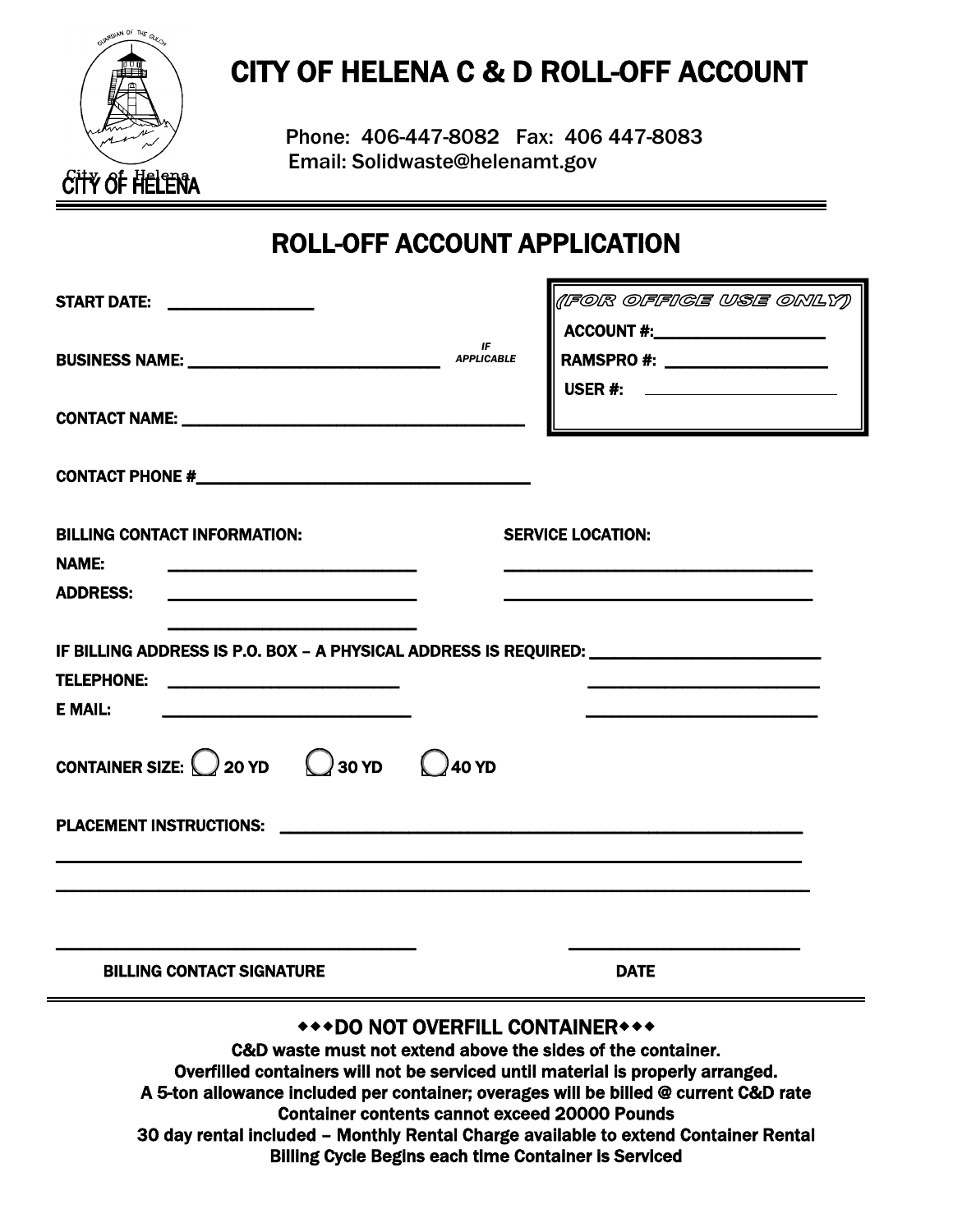CITY OF HELENA

# CITY OF HELENA C & D ROLL-OFF ACCOUNT

Phone: 406-447-8082 Fax: 406 447-8083
Email: Solidwaste@helenamt.gov

## ROLL-OFF ACCOUNT APPLICATION

**(FOR OFFICE USE ONLY)**

**ACCOUNT #:** ____________________

**RAMSPRO #:** ____________________

**USER #:** ____________________

**START DATE:** ________________

**BUSINESS NAME:** ____________________________ *IF APPLICABLE*

**CONTACT NAME:** ________________________________________

**CONTACT PHONE #** ______________________________________

| **BILLING CONTACT INFORMATION:** | | **SERVICE LOCATION:** |
|---|---|---|
| **NAME:** | ____________________________ | ____________________________________ |
| **ADDRESS:** | ____________________________ | ____________________________________ |
| | ____________________________ | |

**IF BILLING ADDRESS IS P.O. BOX – A PHYSICAL ADDRESS IS REQUIRED:** ________________________

| | | |
|---|---|---|
| **TELEPHONE:** | __________________________ | __________________________ |
| **E MAIL:** | ____________________________ | __________________________ |

**CONTAINER SIZE:** ◯ **20 YD** ◯ **30 YD** ◯ **40 YD**

**PLACEMENT INSTRUCTIONS:** ____________________________________________________________

__________________________________________________________________________________

__________________________________________________________________________________

________________________________________ ________________________

**BILLING CONTACT SIGNATURE** **DATE**

---

**◆◆◆DO NOT OVERFILL CONTAINER◆◆◆**

**C&D waste must not extend above the sides of the container.**
**Overfilled containers will not be serviced until material is properly arranged.**
**A 5-ton allowance included per container; overages will be billed @ current C&D rate**
**Container contents cannot exceed 20000 Pounds**
**30 day rental included – Monthly Rental Charge available to extend Container Rental**
**Billing Cycle Begins each time Container is Serviced**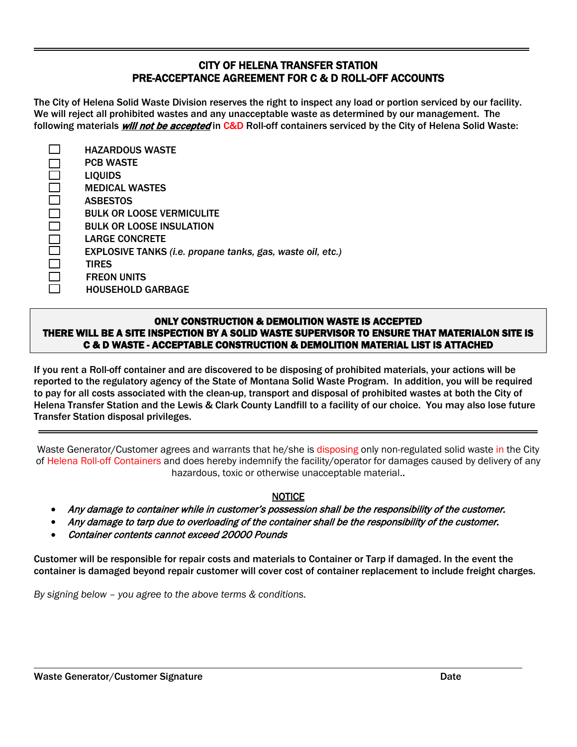## CITY OF HELENA TRANSFER STATION
## PRE-ACCEPTANCE AGREEMENT FOR C & D ROLL-OFF ACCOUNTS

**The City of Helena Solid Waste Division reserves the right to inspect any load or portion serviced by our facility. We will reject all prohibited wastes and any unacceptable waste as determined by our management. The following materials *will not be accepted* in C&D Roll-off containers serviced by the City of Helena Solid Waste:**

- ☐ HAZARDOUS WASTE
- ☐ PCB WASTE
- ☐ LIQUIDS
- ☐ MEDICAL WASTES
- ☐ ASBESTOS
- ☐ BULK OR LOOSE VERMICULITE
- ☐ BULK OR LOOSE INSULATION
- ☐ LARGE CONCRETE
- ☐ EXPLOSIVE TANKS *(i.e. propane tanks, gas, waste oil, etc.)*
- ☐ TIRES
- ☐ FREON UNITS
- ☐ HOUSEHOLD GARBAGE

**ONLY CONSTRUCTION & DEMOLITION WASTE IS ACCEPTED**
**THERE WILL BE A SITE INSPECTION BY A SOLID WASTE SUPERVISOR TO ENSURE THAT MATERIALON SITE IS C & D WASTE - ACCEPTABLE CONSTRUCTION & DEMOLITION MATERIAL LIST IS ATTACHED**

**If you rent a Roll-off container and are discovered to be disposing of prohibited materials, your actions will be reported to the regulatory agency of the State of Montana Solid Waste Program. In addition, you will be required to pay for all costs associated with the clean-up, transport and disposal of prohibited wastes at both the City of Helena Transfer Station and the Lewis & Clark County Landfill to a facility of our choice. You may also lose future Transfer Station disposal privileges.**

---

Waste Generator/Customer agrees and warrants that he/she is disposing only non-regulated solid waste in the City of Helena Roll-off Containers and does hereby indemnify the facility/operator for damages caused by delivery of any hazardous, toxic or otherwise unacceptable material..

### NOTICE

- *Any damage to container while in customer's possession shall be the responsibility of the customer.*
- *Any damage to tarp due to overloading of the container shall be the responsibility of the customer.*
- *Container contents cannot exceed 20000 Pounds*

**Customer will be responsible for repair costs and materials to Container or Tarp if damaged. In the event the container is damaged beyond repair customer will cover cost of container replacement to include freight charges.**

*By signing below – you agree to the above terms & conditions.*

______________________________________________________________________

**Waste Generator/Customer Signature** **Date**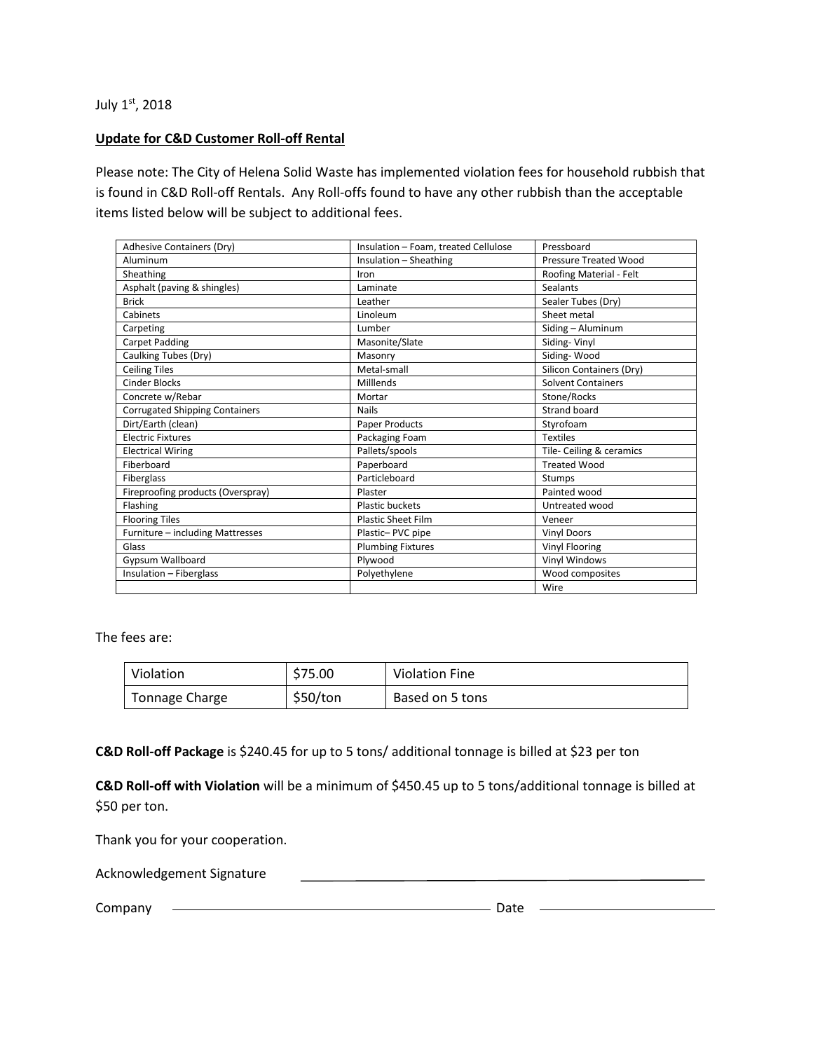July 1st, 2018

**Update for C&D Customer Roll-off Rental**

Please note: The City of Helena Solid Waste has implemented violation fees for household rubbish that is found in C&D Roll-off Rentals. Any Roll-offs found to have any other rubbish than the acceptable items listed below will be subject to additional fees.

| | | |
|---|---|---|
| Adhesive Containers (Dry) | Insulation – Foam, treated Cellulose | Pressboard |
| Aluminum | Insulation – Sheathing | Pressure Treated Wood |
| Sheathing | Iron | Roofing Material - Felt |
| Asphalt (paving & shingles) | Laminate | Sealants |
| Brick | Leather | Sealer Tubes (Dry) |
| Cabinets | Linoleum | Sheet metal |
| Carpeting | Lumber | Siding – Aluminum |
| Carpet Padding | Masonite/Slate | Siding- Vinyl |
| Caulking Tubes (Dry) | Masonry | Siding- Wood |
| Ceiling Tiles | Metal-small | Silicon Containers (Dry) |
| Cinder Blocks | Milllends | Solvent Containers |
| Concrete w/Rebar | Mortar | Stone/Rocks |
| Corrugated Shipping Containers | Nails | Strand board |
| Dirt/Earth (clean) | Paper Products | Styrofoam |
| Electric Fixtures | Packaging Foam | Textiles |
| Electrical Wiring | Pallets/spools | Tile- Ceiling & ceramics |
| Fiberboard | Paperboard | Treated Wood |
| Fiberglass | Particleboard | Stumps |
| Fireproofing products (Overspray) | Plaster | Painted wood |
| Flashing | Plastic buckets | Untreated wood |
| Flooring Tiles | Plastic Sheet Film | Veneer |
| Furniture – including Mattresses | Plastic– PVC pipe | Vinyl Doors |
| Glass | Plumbing Fixtures | Vinyl Flooring |
| Gypsum Wallboard | Plywood | Vinyl Windows |
| Insulation – Fiberglass | Polyethylene | Wood composites |
| | | Wire |

The fees are:

| | | |
|---|---|---|
| Violation | $75.00 | Violation Fine |
| Tonnage Charge | $50/ton | Based on 5 tons |

**C&D Roll-off Package** is $240.45 for up to 5 tons/ additional tonnage is billed at $23 per ton

**C&D Roll-off with Violation** will be a minimum of $450.45 up to 5 tons/additional tonnage is billed at $50 per ton.

Thank you for your cooperation.

Acknowledgement Signature ______________________________

Company ______________________________ Date ______________________________